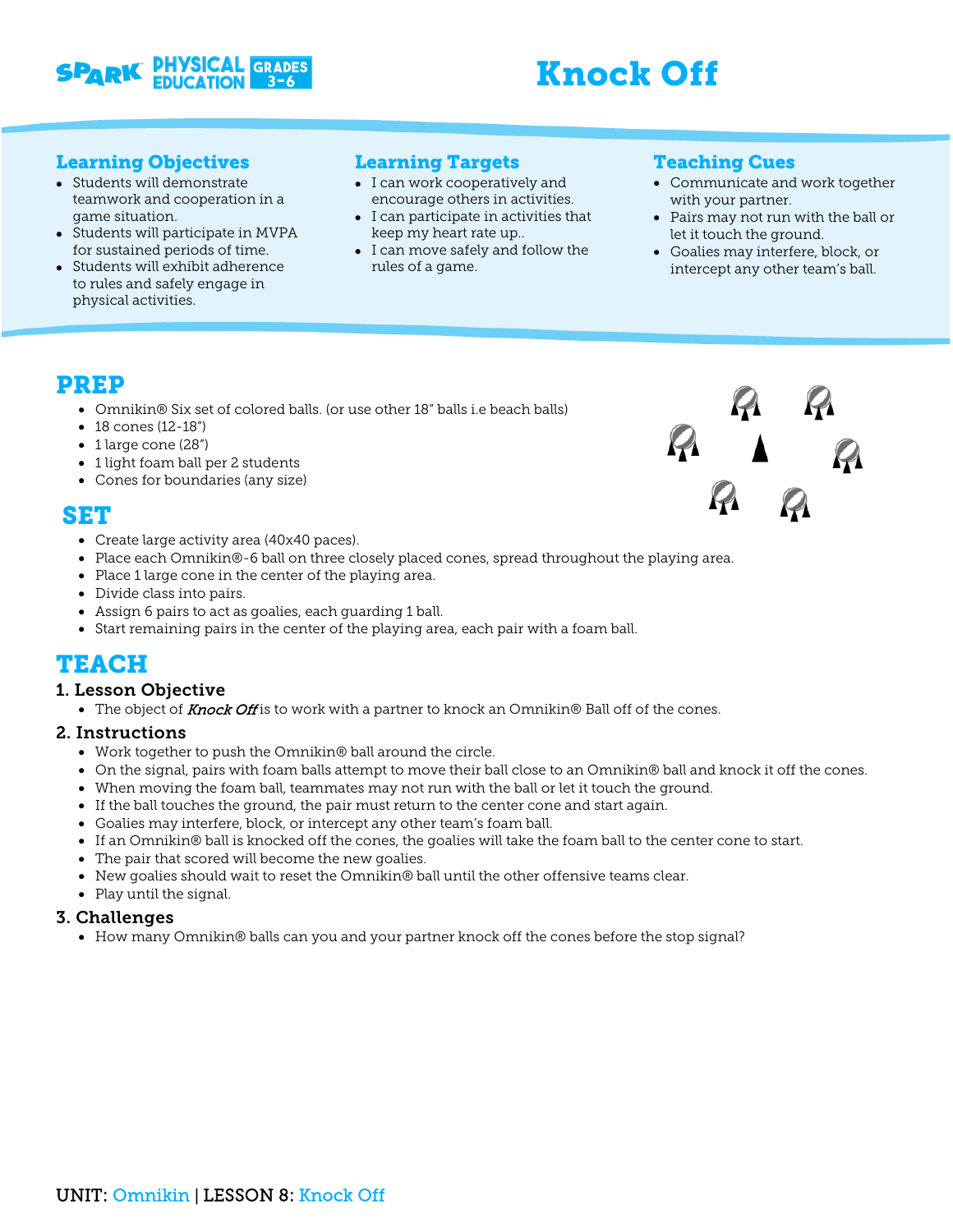# Knock Off

SPARK PHYSICAL EDUCATION GRADES 3-6

## Learning Objectives

- Students will demonstrate teamwork and cooperation in a game situation.
- Students will participate in MVPA for sustained periods of time.
- Students will exhibit adherence to rules and safely engage in physical activities.

## Learning Targets

- I can work cooperatively and encourage others in activities.
- I can participate in activities that keep my heart rate up..
- I can move safely and follow the rules of a game.

## Teaching Cues

- Communicate and work together with your partner.
- Pairs may not run with the ball or let it touch the ground.
- Goalies may interfere, block, or intercept any other team's ball.

# PREP

- Omnikin® Six set of colored balls. (or use other 18" balls i.e beach balls)
- 18 cones (12-18")
- 1 large cone (28")
- 1 light foam ball per 2 students
- Cones for boundaries (any size)

# SET

- Create large activity area (40x40 paces).
- Place each Omnikin®-6 ball on three closely placed cones, spread throughout the playing area.
- Place 1 large cone in the center of the playing area.
- Divide class into pairs.
- Assign 6 pairs to act as goalies, each guarding 1 ball.
- Start remaining pairs in the center of the playing area, each pair with a foam ball.

# TEACH

### 1. Lesson Objective

- The object of ***Knock Off*** is to work with a partner to knock an Omnikin® Ball off of the cones.

### 2. Instructions

- Work together to push the Omnikin® ball around the circle.
- On the signal, pairs with foam balls attempt to move their ball close to an Omnikin® ball and knock it off the cones.
- When moving the foam ball, teammates may not run with the ball or let it touch the ground.
- If the ball touches the ground, the pair must return to the center cone and start again.
- Goalies may interfere, block, or intercept any other team's foam ball.
- If an Omnikin® ball is knocked off the cones, the goalies will take the foam ball to the center cone to start.
- The pair that scored will become the new goalies.
- New goalies should wait to reset the Omnikin® ball until the other offensive teams clear.
- Play until the signal.

### 3. Challenges

- How many Omnikin® balls can you and your partner knock off the cones before the stop signal?

UNIT: Omnikin | LESSON 8: Knock Off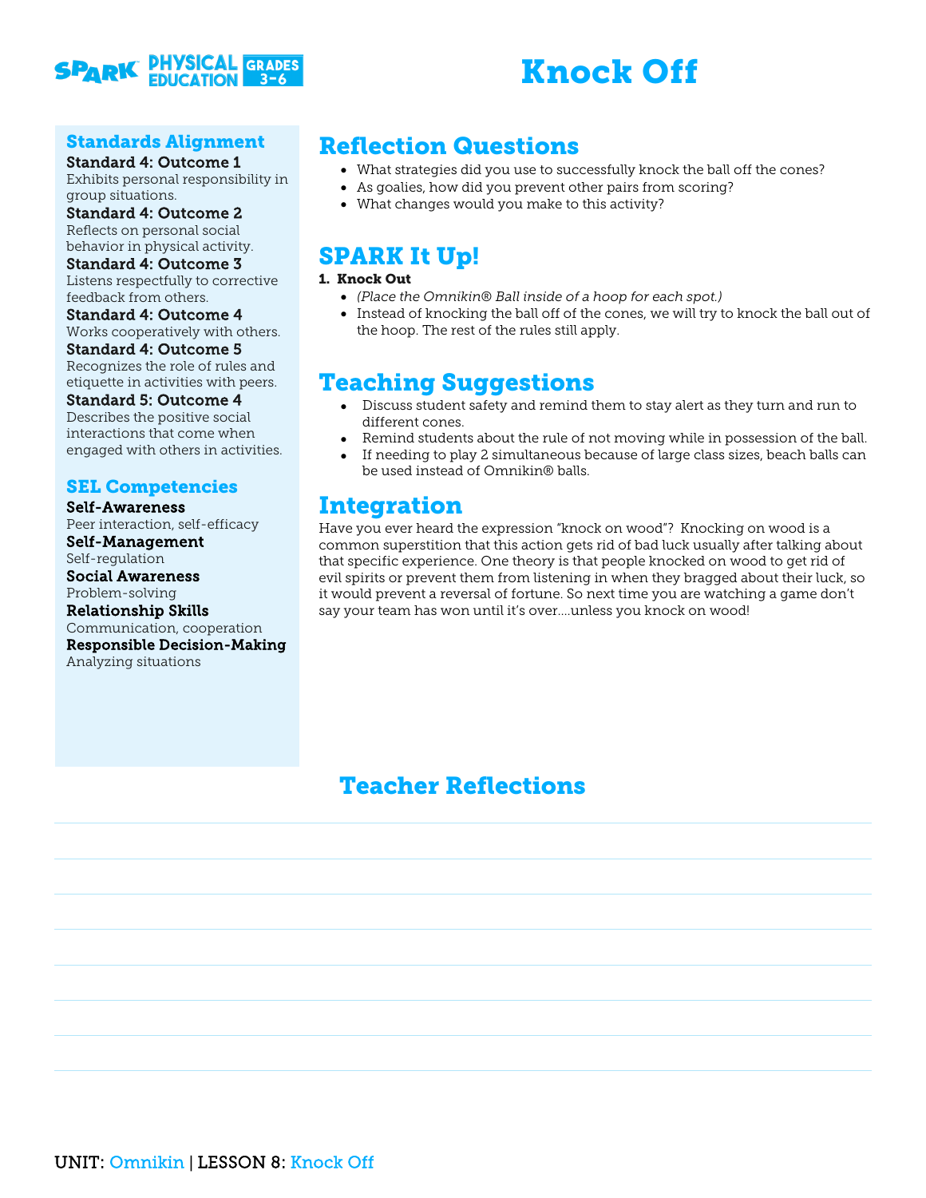# Knock Off

## Standards Alignment

**Standard 4: Outcome 1**
Exhibits personal responsibility in group situations.

**Standard 4: Outcome 2**
Reflects on personal social behavior in physical activity.

**Standard 4: Outcome 3**
Listens respectfully to corrective feedback from others.

**Standard 4: Outcome 4**
Works cooperatively with others.

**Standard 4: Outcome 5**
Recognizes the role of rules and etiquette in activities with peers.

**Standard 5: Outcome 4**
Describes the positive social interactions that come when engaged with others in activities.

## SEL Competencies

**Self-Awareness**
Peer interaction, self-efficacy

**Self-Management**
Self-regulation

**Social Awareness**
Problem-solving

**Relationship Skills**
Communication, cooperation

**Responsible Decision-Making**
Analyzing situations

## Reflection Questions

- What strategies did you use to successfully knock the ball off the cones?
- As goalies, how did you prevent other pairs from scoring?
- What changes would you make to this activity?

## SPARK It Up!

**1. Knock Out**

- *(Place the Omnikin® Ball inside of a hoop for each spot.)*
- Instead of knocking the ball off of the cones, we will try to knock the ball out of the hoop. The rest of the rules still apply.

## Teaching Suggestions

- Discuss student safety and remind them to stay alert as they turn and run to different cones.
- Remind students about the rule of not moving while in possession of the ball.
- If needing to play 2 simultaneous because of large class sizes, beach balls can be used instead of Omnikin® balls.

## Integration

Have you ever heard the expression "knock on wood"? Knocking on wood is a common superstition that this action gets rid of bad luck usually after talking about that specific experience. One theory is that people knocked on wood to get rid of evil spirits or prevent them from listening in when they bragged about their luck, so it would prevent a reversal of fortune. So next time you are watching a game don't say your team has won until it's over....unless you knock on wood!

## Teacher Reflections

UNIT: Omnikin | LESSON 8: Knock Off